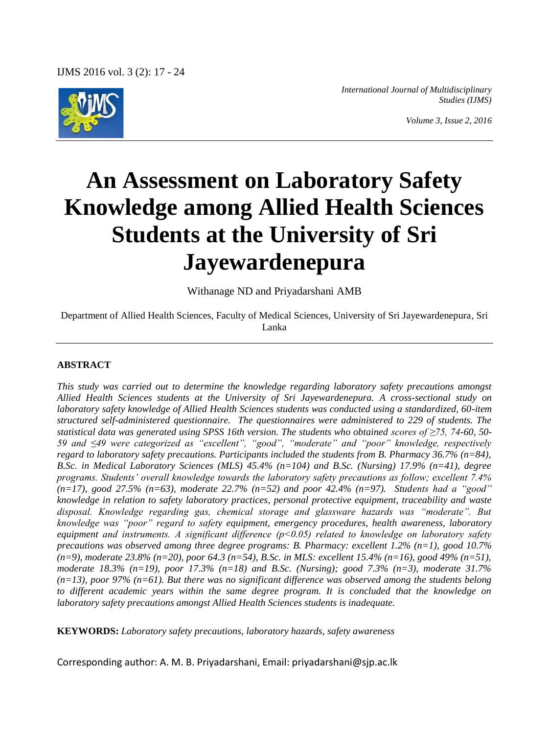# An Assessment on Laboratory Safety Knowledge among Allied Health Sciences Students at the University of Sri Jayewardenepura

Withanage ND and Priyadarshani AMB

Department of Allied Health Sciences, Faculty of Medical Sciences, University of Sri Jayewardenepura, Sri Lanka

## ABSTRACT

*This study was carried out to determine the knowledge regarding laboratory safety precautions amongst Allied Health Sciences students at the University of Sri Jayewardenepura. A cross-sectional study on laboratory safety knowledge of Allied Health Sciences students was conducted using a standardized, 60-item structured self-administered questionnaire. The questionnaires were administered to 229 of students. The statistical data was generated using SPSS 16th version. The students who obtained scores of ≥75, 74-60, 50-59 and ≤49 were categorized as "excellent", "good", "moderate" and "poor" knowledge, respectively regard to laboratory safety precautions. Participants included the students from B. Pharmacy 36.7% (n=84), B.Sc. in Medical Laboratory Sciences (MLS) 45.4% (n=104) and B.Sc. (Nursing) 17.9% (n=41), degree programs. Students' overall knowledge towards the laboratory safety precautions as follow; excellent 7.4% (n=17), good 27.5% (n=63), moderate 22.7% (n=52) and poor 42.4% (n=97). Students had a "good" knowledge in relation to safety laboratory practices, personal protective equipment, traceability and waste disposal. Knowledge regarding gas, chemical storage and glassware hazards was "moderate". But knowledge was "poor" regard to safety equipment, emergency procedures, health awareness, laboratory equipment and instruments. A significant difference ($p<0.05$) related to knowledge on laboratory safety precautions was observed among three degree programs: B. Pharmacy: excellent 1.2% (n=1), good 10.7% (n=9), moderate 23.8% (n=20), poor 64.3 (n=54), B.Sc. in MLS: excellent 15.4% (n=16), good 49% (n=51), moderate 18.3% (n=19), poor 17.3% (n=18) and B.Sc. (Nursing); good 7.3% (n=3), moderate 31.7% (n=13), poor 97% (n=61). But there was no significant difference was observed among the students belong to different academic years within the same degree program. It is concluded that the knowledge on laboratory safety precautions amongst Allied Health Sciences students is inadequate.*

**KEYWORDS:** *Laboratory safety precautions, laboratory hazards, safety awareness*

Corresponding author: A. M. B. Priyadarshani, Email: priyadarshani@sjp.ac.lk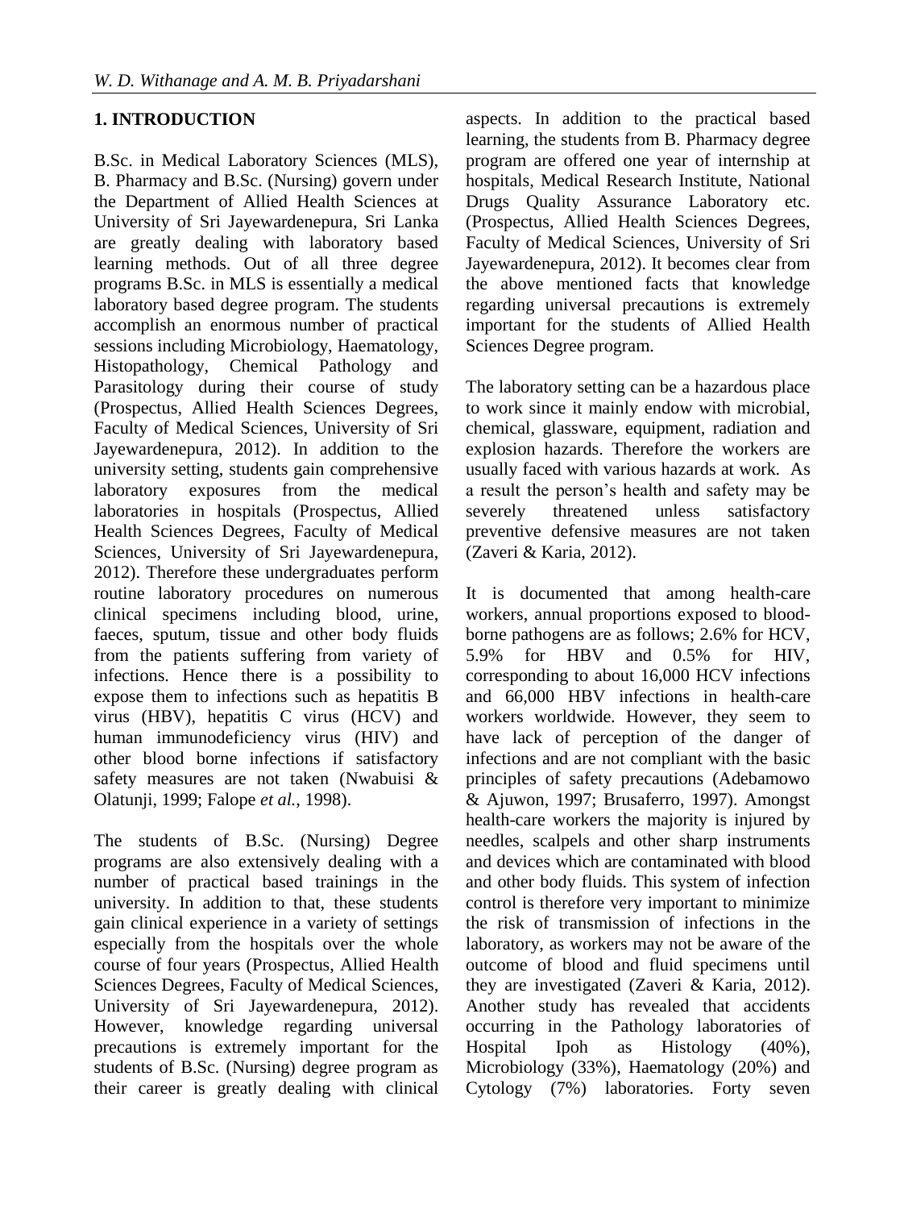## 1. INTRODUCTION

B.Sc. in Medical Laboratory Sciences (MLS), B. Pharmacy and B.Sc. (Nursing) govern under the Department of Allied Health Sciences at University of Sri Jayewardenepura, Sri Lanka are greatly dealing with laboratory based learning methods. Out of all three degree programs B.Sc. in MLS is essentially a medical laboratory based degree program. The students accomplish an enormous number of practical sessions including Microbiology, Haematology, Histopathology, Chemical Pathology and Parasitology during their course of study (Prospectus, Allied Health Sciences Degrees, Faculty of Medical Sciences, University of Sri Jayewardenepura, 2012). In addition to the university setting, students gain comprehensive laboratory exposures from the medical laboratories in hospitals (Prospectus, Allied Health Sciences Degrees, Faculty of Medical Sciences, University of Sri Jayewardenepura, 2012). Therefore these undergraduates perform routine laboratory procedures on numerous clinical specimens including blood, urine, faeces, sputum, tissue and other body fluids from the patients suffering from variety of infections. Hence there is a possibility to expose them to infections such as hepatitis B virus (HBV), hepatitis C virus (HCV) and human immunodeficiency virus (HIV) and other blood borne infections if satisfactory safety measures are not taken (Nwabuisi & Olatunji, 1999; Falope *et al.*, 1998).

The students of B.Sc. (Nursing) Degree programs are also extensively dealing with a number of practical based trainings in the university. In addition to that, these students gain clinical experience in a variety of settings especially from the hospitals over the whole course of four years (Prospectus, Allied Health Sciences Degrees, Faculty of Medical Sciences, University of Sri Jayewardenepura, 2012). However, knowledge regarding universal precautions is extremely important for the students of B.Sc. (Nursing) degree program as their career is greatly dealing with clinical aspects. In addition to the practical based learning, the students from B. Pharmacy degree program are offered one year of internship at hospitals, Medical Research Institute, National Drugs Quality Assurance Laboratory etc. (Prospectus, Allied Health Sciences Degrees, Faculty of Medical Sciences, University of Sri Jayewardenepura, 2012). It becomes clear from the above mentioned facts that knowledge regarding universal precautions is extremely important for the students of Allied Health Sciences Degree program.

The laboratory setting can be a hazardous place to work since it mainly endow with microbial, chemical, glassware, equipment, radiation and explosion hazards. Therefore the workers are usually faced with various hazards at work. As a result the person's health and safety may be severely threatened unless satisfactory preventive defensive measures are not taken (Zaveri & Karia, 2012).

It is documented that among health-care workers, annual proportions exposed to blood-borne pathogens are as follows; 2.6% for HCV, 5.9% for HBV and 0.5% for HIV, corresponding to about 16,000 HCV infections and 66,000 HBV infections in health-care workers worldwide. However, they seem to have lack of perception of the danger of infections and are not compliant with the basic principles of safety precautions (Adebamowo & Ajuwon, 1997; Brusaferro, 1997). Amongst health-care workers the majority is injured by needles, scalpels and other sharp instruments and devices which are contaminated with blood and other body fluids. This system of infection control is therefore very important to minimize the risk of transmission of infections in the laboratory, as workers may not be aware of the outcome of blood and fluid specimens until they are investigated (Zaveri & Karia, 2012). Another study has revealed that accidents occurring in the Pathology laboratories of Hospital Ipoh as Histology (40%), Microbiology (33%), Haematology (20%) and Cytology (7%) laboratories. Forty seven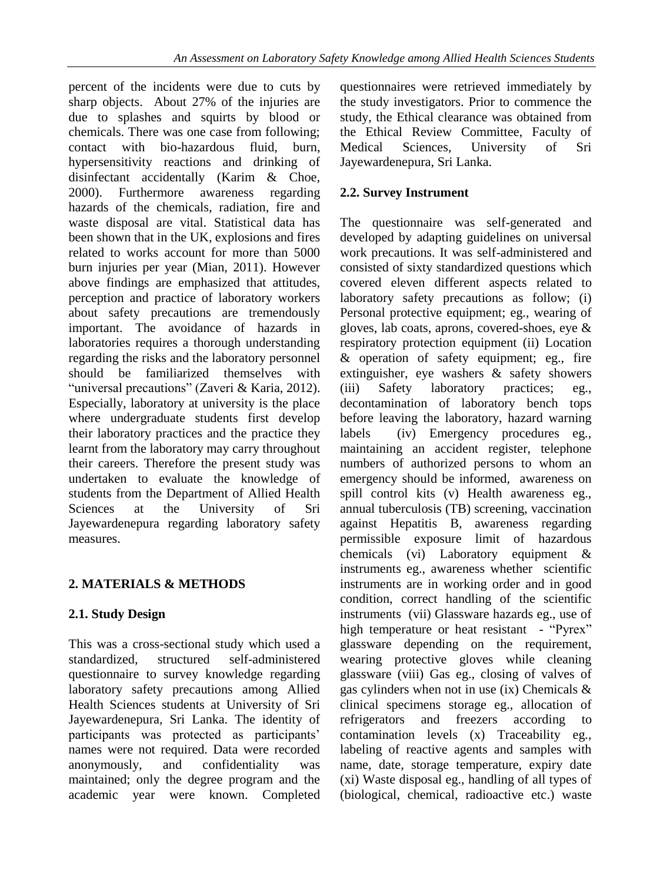percent of the incidents were due to cuts by sharp objects. About 27% of the injuries are due to splashes and squirts by blood or chemicals. There was one case from following; contact with bio-hazardous fluid, burn, hypersensitivity reactions and drinking of disinfectant accidentally (Karim & Choe, 2000). Furthermore awareness regarding hazards of the chemicals, radiation, fire and waste disposal are vital. Statistical data has been shown that in the UK, explosions and fires related to works account for more than 5000 burn injuries per year (Mian, 2011). However above findings are emphasized that attitudes, perception and practice of laboratory workers about safety precautions are tremendously important. The avoidance of hazards in laboratories requires a thorough understanding regarding the risks and the laboratory personnel should be familiarized themselves with "universal precautions" (Zaveri & Karia, 2012). Especially, laboratory at university is the place where undergraduate students first develop their laboratory practices and the practice they learnt from the laboratory may carry throughout their careers. Therefore the present study was undertaken to evaluate the knowledge of students from the Department of Allied Health Sciences at the University of Sri Jayewardenepura regarding laboratory safety measures.

## 2. MATERIALS & METHODS

### 2.1. Study Design

This was a cross-sectional study which used a standardized, structured self-administered questionnaire to survey knowledge regarding laboratory safety precautions among Allied Health Sciences students at University of Sri Jayewardenepura, Sri Lanka. The identity of participants was protected as participants' names were not required. Data were recorded anonymously, and confidentiality was maintained; only the degree program and the academic year were known. Completed questionnaires were retrieved immediately by the study investigators. Prior to commence the study, the Ethical clearance was obtained from the Ethical Review Committee, Faculty of Medical Sciences, University of Sri Jayewardenepura, Sri Lanka.

### 2.2. Survey Instrument

The questionnaire was self-generated and developed by adapting guidelines on universal work precautions. It was self-administered and consisted of sixty standardized questions which covered eleven different aspects related to laboratory safety precautions as follow; (i) Personal protective equipment; eg., wearing of gloves, lab coats, aprons, covered-shoes, eye & respiratory protection equipment (ii) Location & operation of safety equipment; eg., fire extinguisher, eye washers & safety showers (iii) Safety laboratory practices; eg., decontamination of laboratory bench tops before leaving the laboratory, hazard warning labels (iv) Emergency procedures eg., maintaining an accident register, telephone numbers of authorized persons to whom an emergency should be informed, awareness on spill control kits (v) Health awareness eg., annual tuberculosis (TB) screening, vaccination against Hepatitis B, awareness regarding permissible exposure limit of hazardous chemicals (vi) Laboratory equipment & instruments eg., awareness whether scientific instruments are in working order and in good condition, correct handling of the scientific instruments (vii) Glassware hazards eg., use of high temperature or heat resistant - "Pyrex" glassware depending on the requirement, wearing protective gloves while cleaning glassware (viii) Gas eg., closing of valves of gas cylinders when not in use (ix) Chemicals & clinical specimens storage eg., allocation of refrigerators and freezers according to contamination levels (x) Traceability eg., labeling of reactive agents and samples with name, date, storage temperature, expiry date (xi) Waste disposal eg., handling of all types of (biological, chemical, radioactive etc.) waste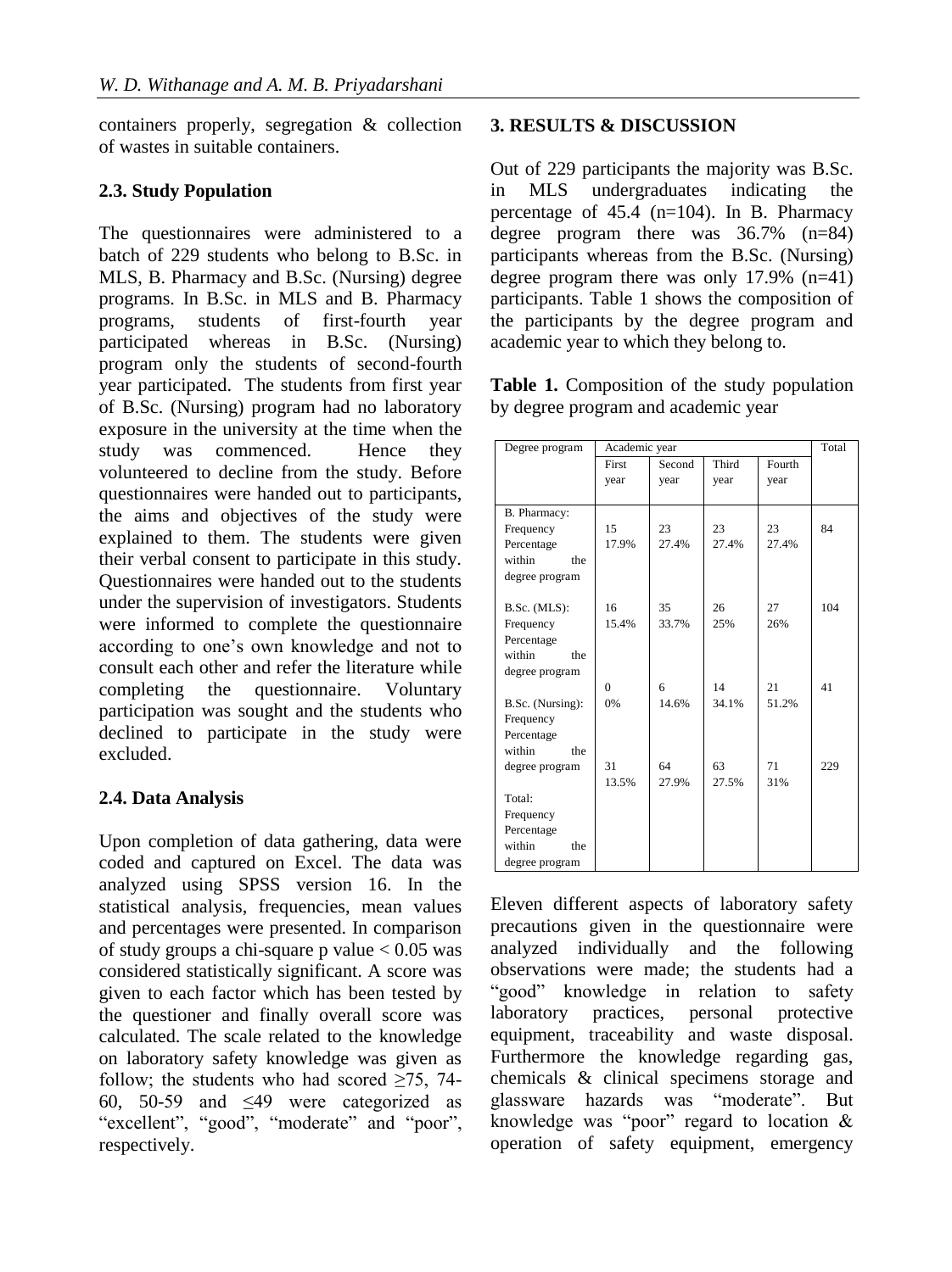containers properly, segregation & collection of wastes in suitable containers.

### 2.3. Study Population

The questionnaires were administered to a batch of 229 students who belong to B.Sc. in MLS, B. Pharmacy and B.Sc. (Nursing) degree programs. In B.Sc. in MLS and B. Pharmacy programs, students of first-fourth year participated whereas in B.Sc. (Nursing) program only the students of second-fourth year participated. The students from first year of B.Sc. (Nursing) program had no laboratory exposure in the university at the time when the study was commenced. Hence they volunteered to decline from the study. Before questionnaires were handed out to participants, the aims and objectives of the study were explained to them. The students were given their verbal consent to participate in this study. Questionnaires were handed out to the students under the supervision of investigators. Students were informed to complete the questionnaire according to one's own knowledge and not to consult each other and refer the literature while completing the questionnaire. Voluntary participation was sought and the students who declined to participate in the study were excluded.

### 2.4. Data Analysis

Upon completion of data gathering, data were coded and captured on Excel. The data was analyzed using SPSS version 16. In the statistical analysis, frequencies, mean values and percentages were presented. In comparison of study groups a chi-square p value $< 0.05$ was considered statistically significant. A score was given to each factor which has been tested by the questioner and finally overall score was calculated. The scale related to the knowledge on laboratory safety knowledge was given as follow; the students who had scored $\geq 75$, 74-60, 50-59 and $\leq 49$ were categorized as "excellent", "good", "moderate" and "poor", respectively.

## 3. RESULTS & DISCUSSION

Out of 229 participants the majority was B.Sc. in MLS undergraduates indicating the percentage of 45.4 (n=104). In B. Pharmacy degree program there was 36.7% (n=84) participants whereas from the B.Sc. (Nursing) degree program there was only 17.9% (n=41) participants. Table 1 shows the composition of the participants by the degree program and academic year to which they belong to.

**Table 1.** Composition of the study population by degree program and academic year

| Degree program | Academic year | | | | Total |
|---|---|---|---|---|---|
| | First year | Second year | Third year | Fourth year | |
| B. Pharmacy: Frequency | 15 | 23 | 23 | 23 | 84 |
| Percentage within the degree program | 17.9% | 27.4% | 27.4% | 27.4% | |
| B.Sc. (MLS): Frequency | 16 | 35 | 26 | 27 | 104 |
| Percentage within the degree program | 15.4% | 33.7% | 25% | 26% | |
| B.Sc. (Nursing): Frequency | 0 | 6 | 14 | 21 | 41 |
| Percentage within the degree program | 0% | 14.6% | 34.1% | 51.2% | |
| Total: Frequency | 31 | 64 | 63 | 71 | 229 |
| Percentage within the degree program | 13.5% | 27.9% | 27.5% | 31% | |

Eleven different aspects of laboratory safety precautions given in the questionnaire were analyzed individually and the following observations were made; the students had a "good" knowledge in relation to safety laboratory practices, personal protective equipment, traceability and waste disposal. Furthermore the knowledge regarding gas, chemicals & clinical specimens storage and glassware hazards was "moderate". But knowledge was "poor" regard to location & operation of safety equipment, emergency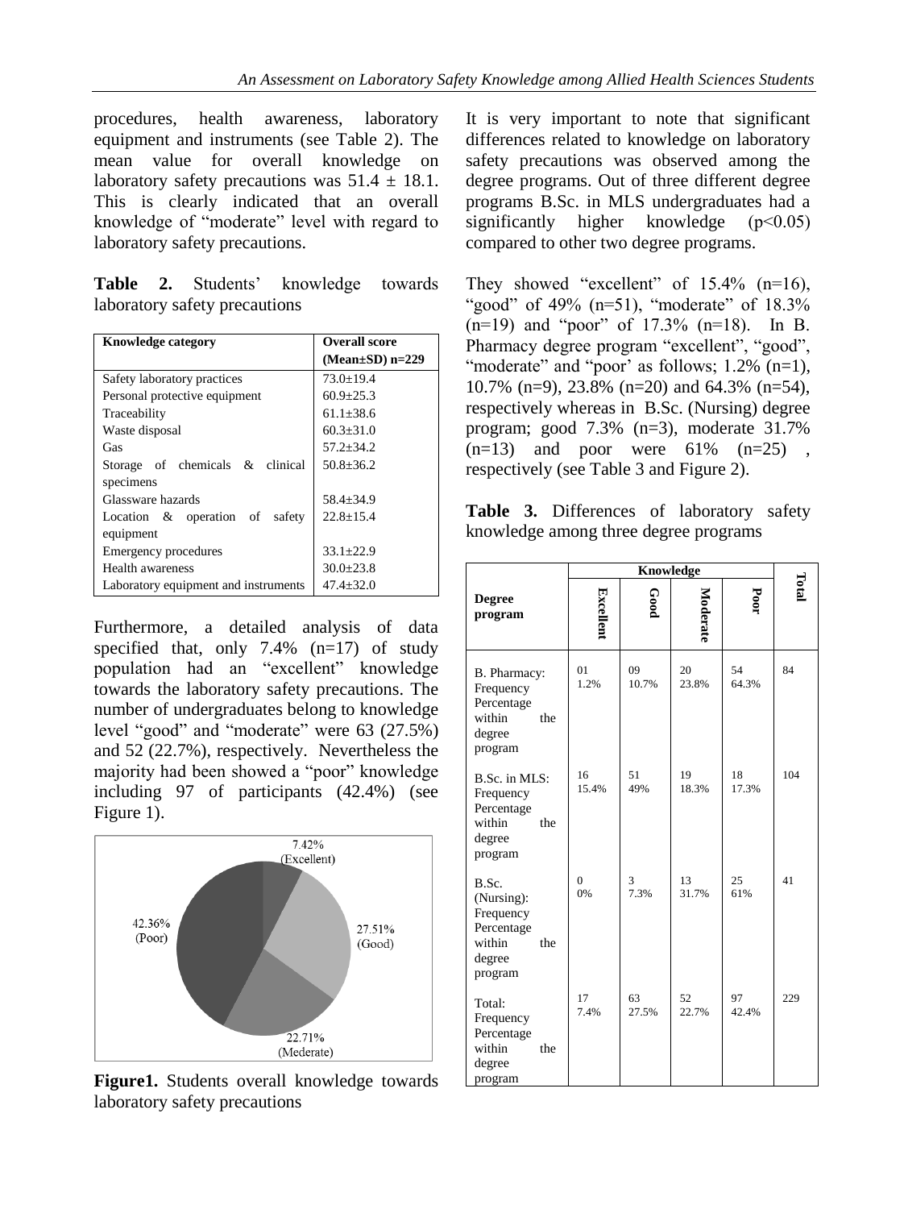procedures, health awareness, laboratory equipment and instruments (see Table 2). The mean value for overall knowledge on laboratory safety precautions was $51.4 \pm 18.1$. This is clearly indicated that an overall knowledge of "moderate" level with regard to laboratory safety precautions.

**Table 2.** Students' knowledge towards laboratory safety precautions

| Knowledge category | Overall score (Mean±SD) n=229 |
|---|---|
| Safety laboratory practices | 73.0±19.4 |
| Personal protective equipment | 60.9±25.3 |
| Traceability | 61.1±38.6 |
| Waste disposal | 60.3±31.0 |
| Gas | 57.2±34.2 |
| Storage of chemicals & clinical specimens | 50.8±36.2 |
| Glassware hazards | 58.4±34.9 |
| Location & operation of safety equipment | 22.8±15.4 |
| Emergency procedures | 33.1±22.9 |
| Health awareness | 30.0±23.8 |
| Laboratory equipment and instruments | 47.4±32.0 |

Furthermore, a detailed analysis of data specified that, only 7.4% (n=17) of study population had an "excellent" knowledge towards the laboratory safety precautions. The number of undergraduates belong to knowledge level "good" and "moderate" were 63 (27.5%) and 52 (22.7%), respectively. Nevertheless the majority had been showed a "poor" knowledge including 97 of participants (42.4%) (see Figure 1).

7.42% (Excellent)
27.51% (Good)
22.71% (Moderate)
42.36% (Poor)

**Figure1.** Students overall knowledge towards laboratory safety precautions

It is very important to note that significant differences related to knowledge on laboratory safety precautions was observed among the degree programs. Out of three different degree programs B.Sc. in MLS undergraduates had a significantly higher knowledge ($p<0.05$) compared to other two degree programs.

They showed "excellent" of 15.4% (n=16), "good" of 49% (n=51), "moderate" of 18.3% (n=19) and "poor" of 17.3% (n=18). In B. Pharmacy degree program "excellent", "good", "moderate" and "poor' as follows; 1.2% (n=1), 10.7% (n=9), 23.8% (n=20) and 64.3% (n=54), respectively whereas in B.Sc. (Nursing) degree program; good 7.3% (n=3), moderate 31.7% (n=13) and poor were 61% (n=25) , respectively (see Table 3 and Figure 2).

**Table 3.** Differences of laboratory safety knowledge among three degree programs

| Degree program | Knowledge | | | | Total |
|---|---|---|---|---|---|
| | Excellent | Good | Moderate | Poor | |
| B. Pharmacy: Frequency Percentage within the degree program | 01 1.2% | 09 10.7% | 20 23.8% | 54 64.3% | 84 |
| B.Sc. in MLS: Frequency Percentage within the degree program | 16 15.4% | 51 49% | 19 18.3% | 18 17.3% | 104 |
| B.Sc. (Nursing): Frequency Percentage within the degree program | 0 0% | 3 7.3% | 13 31.7% | 25 61% | 41 |
| Total: Frequency Percentage within the degree program | 17 7.4% | 63 27.5% | 52 22.7% | 97 42.4% | 229 |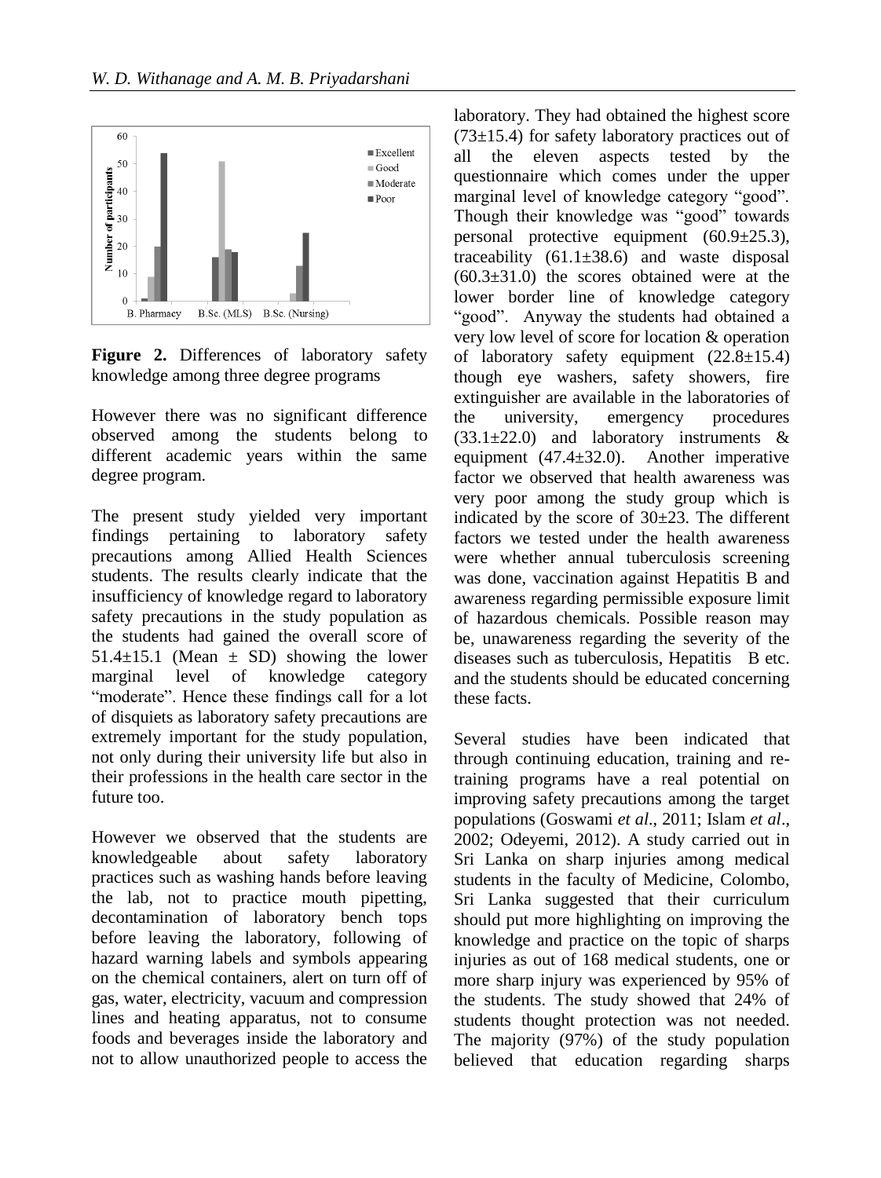**Figure 2.** Differences of laboratory safety knowledge among three degree programs

However there was no significant difference observed among the students belong to different academic years within the same degree program.

The present study yielded very important findings pertaining to laboratory safety precautions among Allied Health Sciences students. The results clearly indicate that the insufficiency of knowledge regard to laboratory safety precautions in the study population as the students had gained the overall score of 51.4±15.1 (Mean ± SD) showing the lower marginal level of knowledge category "moderate". Hence these findings call for a lot of disquiets as laboratory safety precautions are extremely important for the study population, not only during their university life but also in their professions in the health care sector in the future too.

However we observed that the students are knowledgeable about safety laboratory practices such as washing hands before leaving the lab, not to practice mouth pipetting, decontamination of laboratory bench tops before leaving the laboratory, following of hazard warning labels and symbols appearing on the chemical containers, alert on turn off of gas, water, electricity, vacuum and compression lines and heating apparatus, not to consume foods and beverages inside the laboratory and not to allow unauthorized people to access the laboratory. They had obtained the highest score (73±15.4) for safety laboratory practices out of all the eleven aspects tested by the questionnaire which comes under the upper marginal level of knowledge category "good". Though their knowledge was "good" towards personal protective equipment (60.9±25.3), traceability (61.1±38.6) and waste disposal (60.3±31.0) the scores obtained were at the lower border line of knowledge category "good". Anyway the students had obtained a very low level of score for location & operation of laboratory safety equipment (22.8±15.4) though eye washers, safety showers, fire extinguisher are available in the laboratories of the university, emergency procedures (33.1±22.0) and laboratory instruments & equipment (47.4±32.0). Another imperative factor we observed that health awareness was very poor among the study group which is indicated by the score of 30±23. The different factors we tested under the health awareness were whether annual tuberculosis screening was done, vaccination against Hepatitis B and awareness regarding permissible exposure limit of hazardous chemicals. Possible reason may be, unawareness regarding the severity of the diseases such as tuberculosis, Hepatitis B etc. and the students should be educated concerning these facts.

Several studies have been indicated that through continuing education, training and re-training programs have a real potential on improving safety precautions among the target populations (Goswami *et al*., 2011; Islam *et al*., 2002; Odeyemi, 2012). A study carried out in Sri Lanka on sharp injuries among medical students in the faculty of Medicine, Colombo, Sri Lanka suggested that their curriculum should put more highlighting on improving the knowledge and practice on the topic of sharps injuries as out of 168 medical students, one or more sharp injury was experienced by 95% of the students. The study showed that 24% of students thought protection was not needed. The majority (97%) of the study population believed that education regarding sharps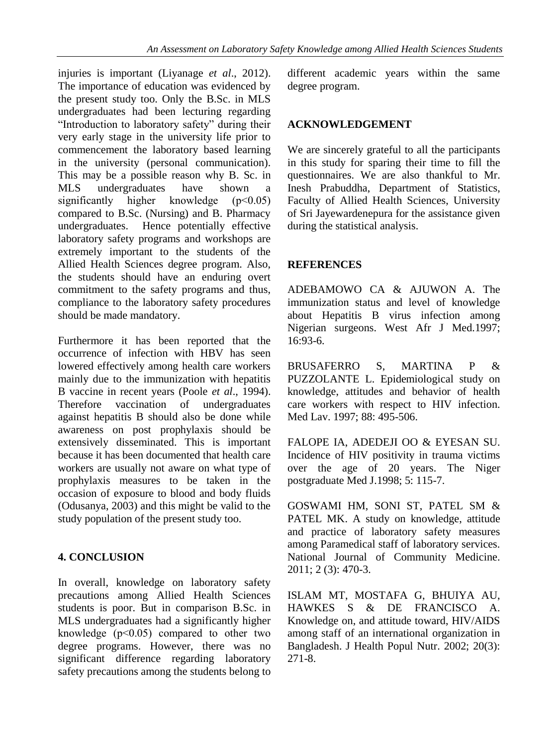injuries is important (Liyanage *et al*., 2012). The importance of education was evidenced by the present study too. Only the B.Sc. in MLS undergraduates had been lecturing regarding "Introduction to laboratory safety" during their very early stage in the university life prior to commencement the laboratory based learning in the university (personal communication). This may be a possible reason why B. Sc. in MLS undergraduates have shown a significantly higher knowledge ($p<0.05$) compared to B.Sc. (Nursing) and B. Pharmacy undergraduates. Hence potentially effective laboratory safety programs and workshops are extremely important to the students of the Allied Health Sciences degree program. Also, the students should have an enduring overt commitment to the safety programs and thus, compliance to the laboratory safety procedures should be made mandatory.

Furthermore it has been reported that the occurrence of infection with HBV has seen lowered effectively among health care workers mainly due to the immunization with hepatitis B vaccine in recent years (Poole *et al*., 1994). Therefore vaccination of undergraduates against hepatitis B should also be done while awareness on post prophylaxis should be extensively disseminated. This is important because it has been documented that health care workers are usually not aware on what type of prophylaxis measures to be taken in the occasion of exposure to blood and body fluids (Odusanya, 2003) and this might be valid to the study population of the present study too.

## 4. CONCLUSION

In overall, knowledge on laboratory safety precautions among Allied Health Sciences students is poor. But in comparison B.Sc. in MLS undergraduates had a significantly higher knowledge ($p<0.05$) compared to other two degree programs. However, there was no significant difference regarding laboratory safety precautions among the students belong to different academic years within the same degree program.

## ACKNOWLEDGEMENT

We are sincerely grateful to all the participants in this study for sparing their time to fill the questionnaires. We are also thankful to Mr. Inesh Prabuddha, Department of Statistics, Faculty of Allied Health Sciences, University of Sri Jayewardenepura for the assistance given during the statistical analysis.

## REFERENCES

ADEBAMOWO CA & AJUWON A. The immunization status and level of knowledge about Hepatitis B virus infection among Nigerian surgeons. West Afr J Med.1997; 16:93-6.

BRUSAFERRO S, MARTINA P & PUZZOLANTE L. Epidemiological study on knowledge, attitudes and behavior of health care workers with respect to HIV infection. Med Lav. 1997; 88: 495-506.

FALOPE IA, ADEDEJI OO & EYESAN SU. Incidence of HIV positivity in trauma victims over the age of 20 years. The Niger postgraduate Med J.1998; 5: 115-7.

GOSWAMI HM, SONI ST, PATEL SM & PATEL MK. A study on knowledge, attitude and practice of laboratory safety measures among Paramedical staff of laboratory services. National Journal of Community Medicine. 2011; 2 (3): 470-3.

ISLAM MT, MOSTAFA G, BHUIYA AU, HAWKES S & DE FRANCISCO A. Knowledge on, and attitude toward, HIV/AIDS among staff of an international organization in Bangladesh. J Health Popul Nutr. 2002; 20(3): 271-8.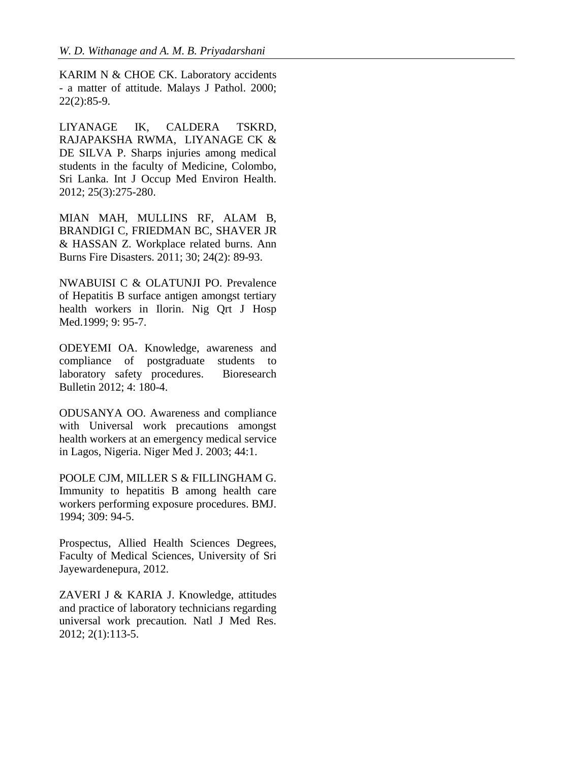KARIM N & CHOE CK. Laboratory accidents - a matter of attitude. Malays J Pathol. 2000; 22(2):85-9.

LIYANAGE IK, CALDERA TSKRD, RAJAPAKSHA RWMA, LIYANAGE CK & DE SILVA P. Sharps injuries among medical students in the faculty of Medicine, Colombo, Sri Lanka. Int J Occup Med Environ Health. 2012; 25(3):275-280.

MIAN MAH, MULLINS RF, ALAM B, BRANDIGI C, FRIEDMAN BC, SHAVER JR & HASSAN Z. Workplace related burns. Ann Burns Fire Disasters. 2011; 30; 24(2): 89-93.

NWABUISI C & OLATUNJI PO. Prevalence of Hepatitis B surface antigen amongst tertiary health workers in Ilorin. Nig Qrt J Hosp Med.1999; 9: 95-7.

ODEYEMI OA. Knowledge, awareness and compliance of postgraduate students to laboratory safety procedures. Bioresearch Bulletin 2012; 4: 180-4.

ODUSANYA OO. Awareness and compliance with Universal work precautions amongst health workers at an emergency medical service in Lagos, Nigeria. Niger Med J. 2003; 44:1.

POOLE CJM, MILLER S & FILLINGHAM G. Immunity to hepatitis B among health care workers performing exposure procedures. BMJ. 1994; 309: 94-5.

Prospectus, Allied Health Sciences Degrees, Faculty of Medical Sciences, University of Sri Jayewardenepura, 2012.

ZAVERI J & KARIA J. Knowledge, attitudes and practice of laboratory technicians regarding universal work precaution. Natl J Med Res. 2012; 2(1):113-5.